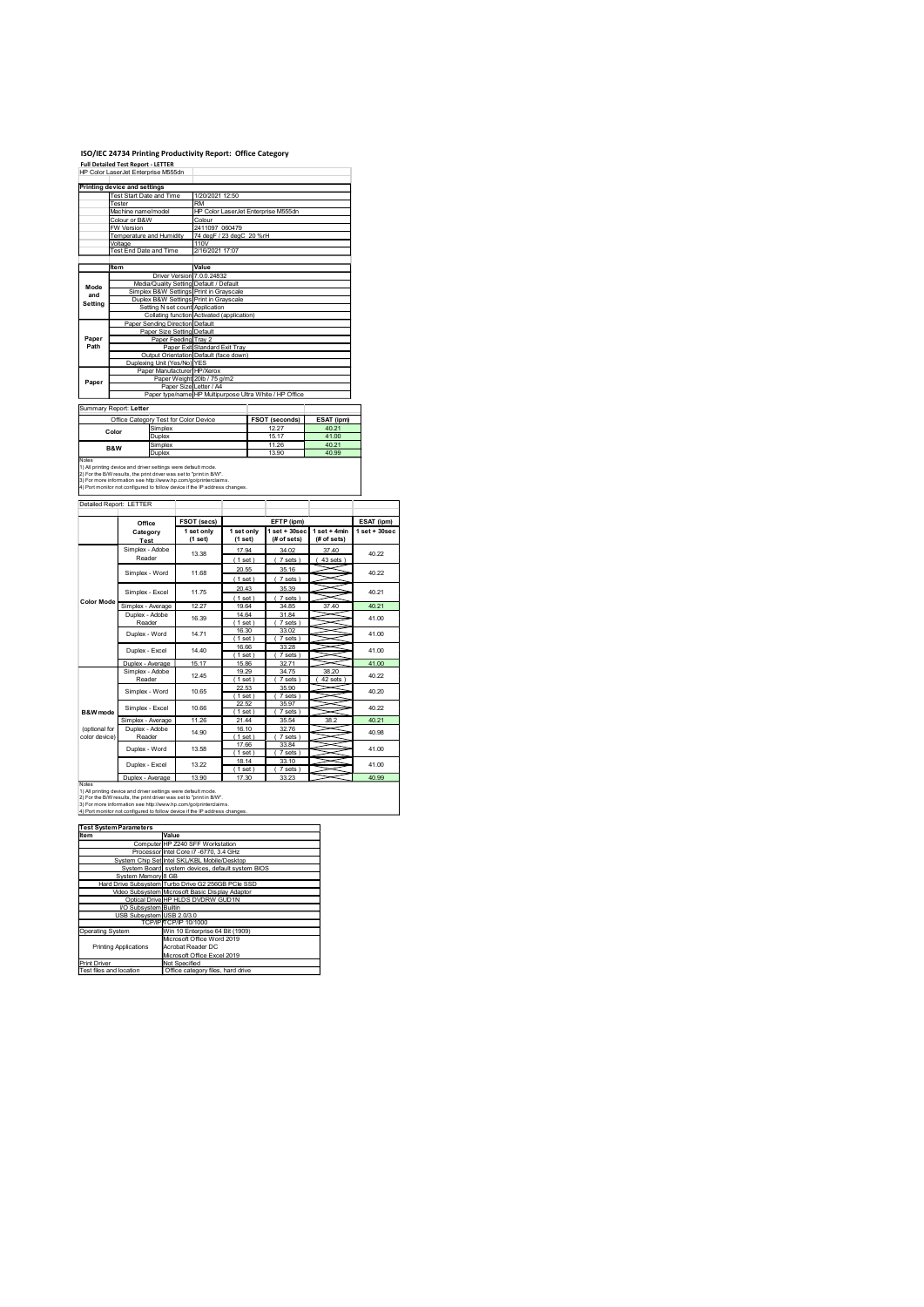# ISO/IEC 24734 Printing Productivity Report: Office Category

**Full Detailed Test Report - LETTER**

HP Color LaserJet Enterprise M555dn

| Printing device and settings | |
|---|---|
| Test Start Date and Time | 1/20/2021 12:50 |
| Tester | RM |
| Machine name/model | HP Color LaserJet Enterprise M555dn |
| Colour or B&W | Colour |
| FW Version | 2411097_060479 |
| Temperature and Humidity | 74 degF / 23 degC 20 %rH |
| Voltage | 110V |
| Test End Date and Time | 2/16/2021 17:07 |

| | Item | Value |
|---|---|---|
| Mode and Setting | Driver Version | 7.0.0.24832 |
| | Media/Quality Setting | Default / Default |
| | Simplex B&W Settings | Print in Grayscale |
| | Duplex B&W Settings | Print in Grayscale |
| | Setting N set count | Application |
| | Collating function | Activated (application) |
| Paper Path | Paper Sending Direction | Default |
| | Paper Size Setting | Default |
| | Paper Feeding | Tray 2 |
| | Paper Exit | Standard Exit Tray |
| | Output Orientation | Default (face down) |
| | Duplexing Unit (Yes/No) | YES |
| Paper | Paper Manufacturer | HP/Xerox |
| | Paper Weight | 20lb / 75 g/m2 |
| | Paper Size | Letter / A4 |
| | Paper type/name | HP Multipurpose Ultra White / HP Office |

Summary Report: **Letter**

| Office Category Test for Color Device | | FSOT (seconds) | ESAT (ipm) |
|---|---|---|---|
| Color | Simplex | 12.27 | 40.21 |
| | Duplex | 15.17 | 41.00 |
| B&W | Simplex | 11.26 | 40.21 |
| | Duplex | 13.90 | 40.99 |

Notes
1) All printing device and driver settings were default mode.
2) For the B/W results, the print driver was set to "print in B/W".
3) For more information see http://www.hp.com/go/printerclaims.
4) Port monitor not configured to follow device if the IP address changes.

Detailed Report: LETTER

| | Office Category Test | FSOT (secs) 1 set only (1 set) | EFTP (ipm) 1 set only (1 set) | EFTP (ipm) 1 set + 30sec (# of sets) | EFTP (ipm) 1 set + 4min (# of sets) | ESAT (ipm) 1 set + 30sec |
|---|---|---|---|---|---|---|
| Color Mode | Simplex - Adobe Reader | 13.38 | 17.94 (1 set) | 34.02 (7 sets) | 37.40 (43 sets) | 40.22 |
| | Simplex - Word | 11.68 | 20.55 (1 set) | 35.16 (7 sets) | | 40.22 |
| | Simplex - Excel | 11.75 | 20.43 (1 set) | 35.39 (7 sets) | | 40.21 |
| | Simplex - Average | 12.27 | 19.64 | 34.85 | 37.40 | 40.21 |
| | Duplex - Adobe Reader | 16.39 | 14.64 (1 set) | 31.84 (7 sets) | | 41.00 |
| | Duplex - Word | 14.71 | 16.30 (1 set) | 33.02 (7 sets) | | 41.00 |
| | Duplex - Excel | 14.40 | 16.66 (1 set) | 33.28 (7 sets) | | 41.00 |
| | Duplex - Average | 15.17 | 15.86 | 32.71 | | 41.00 |
| B&W mode (optional for color device) | Simplex - Adobe Reader | 12.45 | 19.29 (1 set) | 34.75 (7 sets) | 38.20 (42 sets) | 40.22 |
| | Simplex - Word | 10.65 | 22.53 (1 set) | 35.90 (7 sets) | | 40.20 |
| | Simplex - Excel | 10.66 | 22.52 (1 set) | 35.97 (7 sets) | | 40.22 |
| | Simplex - Average | 11.26 | 21.44 | 35.54 | 38.2 | 40.21 |
| | Duplex - Adobe Reader | 14.90 | 16.10 (1 set) | 32.76 (7 sets) | | 40.98 |
| | Duplex - Word | 13.58 | 17.66 (1 set) | 33.84 (7 sets) | | 41.00 |
| | Duplex - Excel | 13.22 | 18.14 (1 set) | 33.10 (7 sets) | | 41.00 |
| | Duplex - Average | 13.90 | 17.30 | 33.23 | | 40.99 |

Notes
1) All printing device and driver settings were default mode.
2) For the B/W results, the print driver was set to "print in B/W".
3) For more information see http://www.hp.com/go/printerclaims.
4) Port monitor not configured to follow device if the IP address changes.

| Test System Parameters | |
|---|---|
| **Item** | **Value** |
| Computer | HP Z240 SFF Workstation |
| Processor | Intel Core i7 -6770, 3.4 GHz |
| System Chip Set | Intel SKL/KBL Mobile/Desktop |
| System Board | system devices, default system BIOS |
| System Memory | 8 GB |
| Hard Drive Subsystem | Turbo Drive G2 256GB PCIe SSD |
| Video Subsystem | Microsoft Basic Display Adaptor |
| Optical Drive | HP HLDS DVDRW GUD1N |
| I/O Subsystem | Builtin |
| USB Subsystem | USB 2.0/3.0 |
| TCP/IP | TCP/IP 10/1000 |
| Operating System | Win 10 Enterprise 64 Bit (1909) |
| Printing Applications | Microsoft Office Word 2019 |
| | Acrobat Reader DC |
| | Microsoft Office Excel 2019 |
| Print Driver | Not Specified |
| Test files and location | Office category files, hard drive |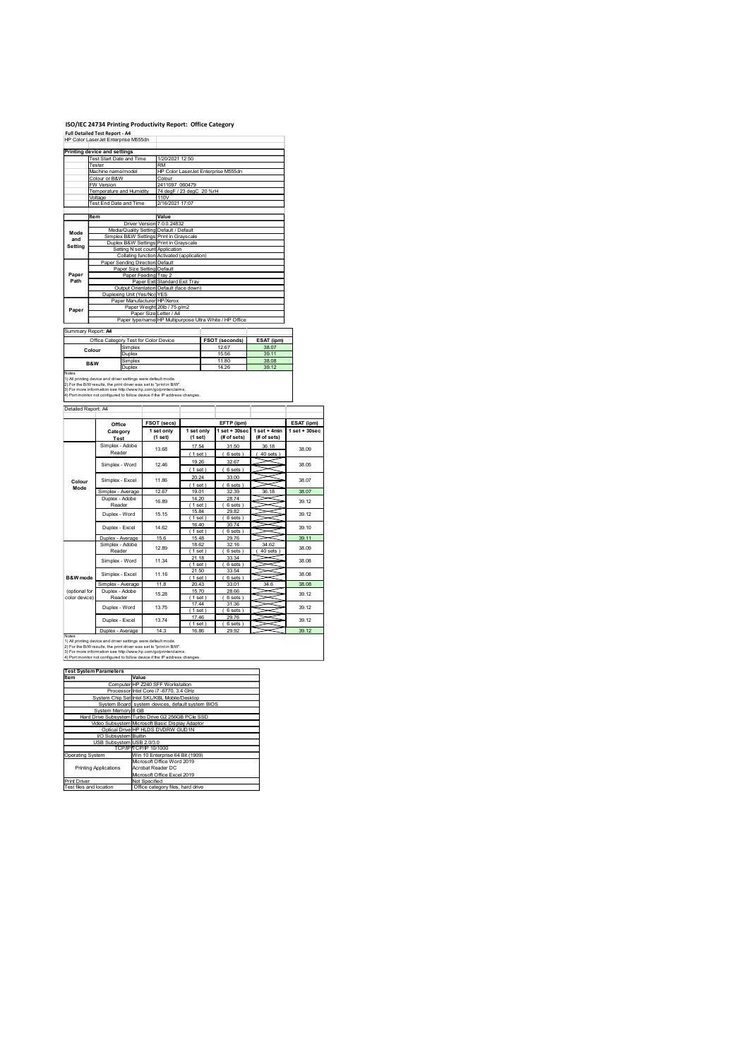# ISO/IEC 24734 Printing Productivity Report: Office Category

**Full Detailed Test Report - A4**

HP Color LaserJet Enterprise M555dn

| Printing device and settings | | |
|---|---|---|
| | Test Start Date and Time | 1/20/2021 12:50 |
| | Tester | RM |
| | Machine name/model | HP Color LaserJet Enterprise M555dn |
| | Colour or B&W | Colour |
| | FW Version | 2411097_060479 |
| | Temperature and Humidity | 74 degF / 23 degC 20 %rH |
| | Voltage | 110V |
| | Test End Date and Time | 2/16/2021 17:07 |

| | Item | Value |
|---|---|---|
| Mode and Setting | Driver Version | 7.0.0.24832 |
| | Media/Quality Setting | Default / Default |
| | Simplex B&W Settings | Print in Grayscale |
| | Duplex B&W Settings | Print in Grayscale |
| | Setting N set count | Application |
| | Collating function | Activated (application) |
| Paper Path | Paper Sending Direction | Default |
| | Paper Size Setting | Default |
| | Paper Feeding | Tray 2 |
| | Paper Exit | Standard Exit Tray |
| | Output Orientation | Default (face down) |
| | Duplexing Unit (Yes/No) | YES |
| Paper | Paper Manufacturer | HP/Xerox |
| | Paper Weight | 20lb / 75 g/m2 |
| | Paper Size | Letter / A4 |
| | Paper type/name | HP Multipurpose Ultra White / HP Office |

Summary Report: **A4**

| Office Category Test for Color Device | | FSOT (seconds) | ESAT (ipm) |
|---|---|---|---|
| Colour | Simplex | 12.67 | 38.07 |
| | Duplex | 15.56 | 39.11 |
| B&W | Simplex | 11.80 | 38.08 |
| | Duplex | 14.26 | 39.12 |

Notes
1) All printing device and driver settings were default mode.
2) For the B/W results, the print driver was set to "print in B/W".
3) For more information see http://www.hp.com/go/printerclaims.
4) Port monitor not configured to follow device if the IP address changes.

Detailed Report: A4

| | Office Category Test | FSOT (secs) 1 set only (1 set) | EFTP (ipm) 1 set only (1 set) | EFTP (ipm) 1 set + 30sec (# of sets) | EFTP (ipm) 1 set + 4min (# of sets) | ESAT (ipm) 1 set + 30sec |
|---|---|---|---|---|---|---|
| Colour Mode | Simplex - Adobe Reader | 13.68 | 17.54 (1 set) | 31.50 (6 sets) | 36.18 (40 sets) | 38.09 |
| | Simplex - Word | 12.46 | 19.26 (1 set) | 32.67 (6 sets) | | 38.05 |
| | Simplex - Excel | 11.86 | 20.24 (1 set) | 33.00 (6 sets) | | 38.07 |
| | Simplex - Average | 12.67 | 19.01 | 32.39 | 36.18 | 38.07 |
| | Duplex - Adobe Reader | 16.89 | 14.20 (1 set) | 28.74 (6 sets) | | 39.12 |
| | Duplex - Word | 15.15 | 15.84 (1 set) | 29.82 (6 sets) | | 39.12 |
| | Duplex - Excel | 14.62 | 16.40 (1 set) | 30.74 (6 sets) | | 39.10 |
| | Duplex - Average | 15.6 | 15.48 | 29.76 | | 39.11 |
| B&W mode (optional for color device) | Simplex - Adobe Reader | 12.89 | 18.62 (1 set) | 32.16 (6 sets) | 34.62 (40 sets) | 38.09 |
| | Simplex - Word | 11.34 | 21.18 (1 set) | 33.34 (6 sets) | | 38.08 |
| | Simplex - Excel | 11.16 | 21.50 (1 set) | 33.54 (6 sets) | | 38.08 |
| | Simplex - Average | 11.8 | 20.43 | 33.01 | 34.6 | 38.08 |
| | Duplex - Adobe Reader | 15.28 | 15.70 (1 set) | 28.66 (6 sets) | | 39.12 |
| | Duplex - Word | 13.75 | 17.44 (1 set) | 31.36 (6 sets) | | 39.12 |
| | Duplex - Excel | 13.74 | 17.46 (1 set) | 29.76 (6 sets) | | 39.12 |
| | Duplex - Average | 14.3 | 16.86 | 29.92 | | 39.12 |

Notes
1) All printing device and driver settings were default mode.
2) For the B/W results, the print driver was set to "print in B/W".
3) For more information see http://www.hp.com/go/printerclaims.
4) Port monitor not configured to follow device if the IP address changes.

| Test System Parameters | |
|---|---|
| **Item** | **Value** |
| Computer | HP Z240 SFF Workstation |
| Processor | Intel Core i7 -6770, 3.4 GHz |
| System Chip Set | Intel SKL/KBL Mobile/Desktop |
| System Board | system devices, default system BIOS |
| System Memory | 8 GB |
| Hard Drive Subsystem | Turbo Drive G2 256GB PCIe SSD |
| Video Subsystem | Microsoft Basic Display Adaptor |
| Optical Drive | HP HLDS DVDRW GUD1N |
| I/O Subsystem | Builtin |
| USB Subsystem | USB 2.0/3.0 |
| TCP/IP | TCP/IP 10/1000 |
| Operating System | Win 10 Enterprise 64 Bit (1909) |
| Printing Applications | Microsoft Office Word 2019<br>Acrobat Reader DC<br>Microsoft Office Excel 2019 |
| Print Driver | Not Specified |
| Test files and location | Office category files, hard drive |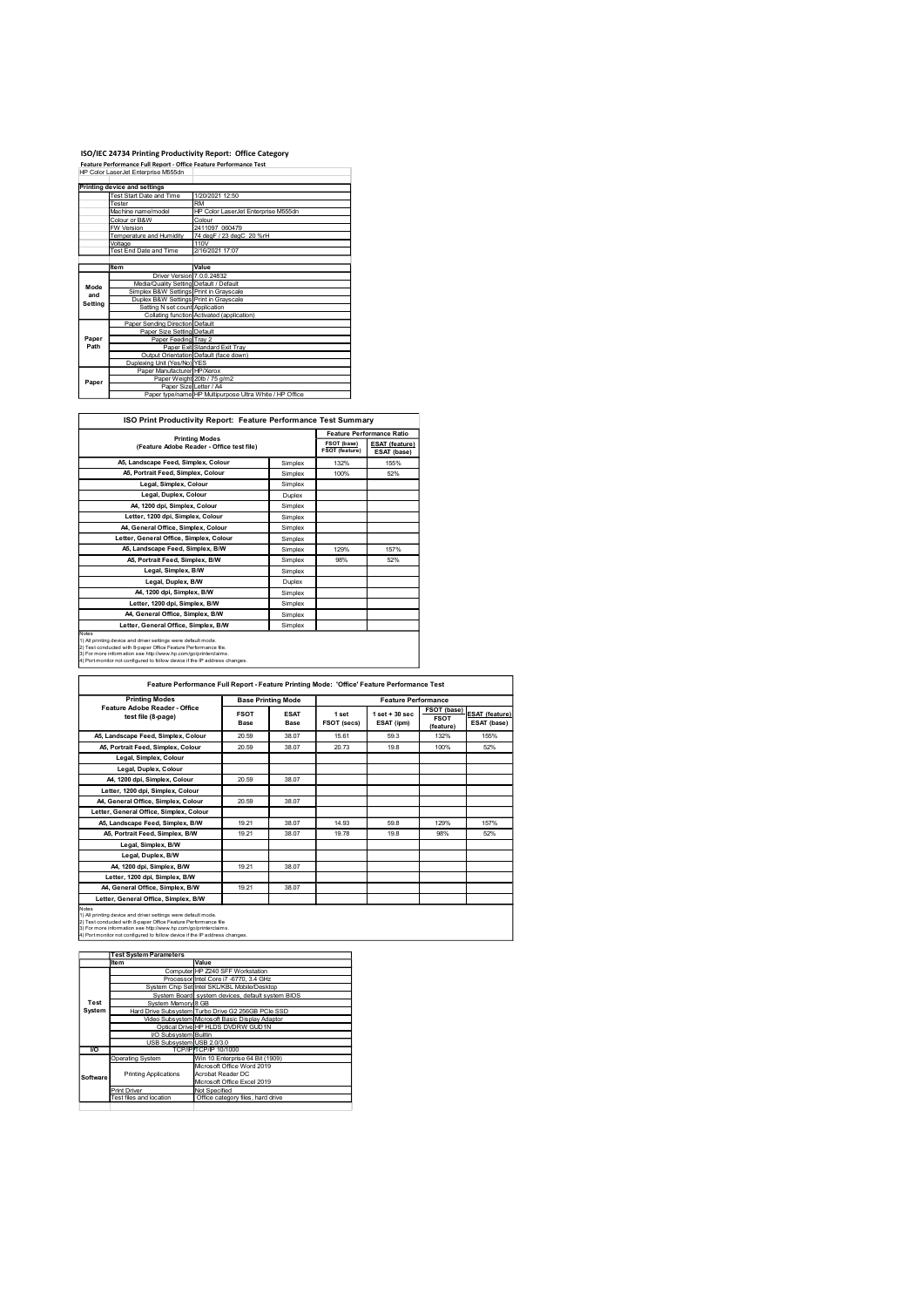# ISO/IEC 24734 Printing Productivity Report: Office Category

**Feature Performance Full Report - Office Feature Performance Test**

HP Color LaserJet Enterprise M555dn

| | Printing device and settings | |
|---|---|---|
| | Test Start Date and Time | 1/20/2021 12:50 |
| | Tester | RM |
| | Machine name/model | HP Color LaserJet Enterprise M555dn |
| | Colour or B&W | Colour |
| | FW Version | 2411097_060479 |
| | Temperature and Humidity | 74 degF / 23 degC 20 %rH |
| | Voltage | 110V |
| | Test End Date and Time | 2/16/2021 17:07 |

| | Item | Value |
|---|---|---|
| Mode and Setting | Driver Version | 7.0.0.24832 |
| | Media/Quality Setting | Default / Default |
| | Simplex B&W Settings | Print in Grayscale |
| | Duplex B&W Settings | Print in Grayscale |
| | Setting N set count | Application |
| | Collating function | Activated (application) |
| Paper Path | Paper Sending Direction | Default |
| | Paper Size Setting | Default |
| | Paper Feeding | Tray 2 |
| | Paper Exit | Standard Exit Tray |
| | Output Orientation | Default (face down) |
| | Duplexing Unit (Yes/No) | YES |
| Paper | Paper Manufacturer | HP/Xerox |
| | Paper Weight | 20lb / 75 g/m2 |
| | Paper Size | Letter / A4 |
| | Paper type/name | HP Multipurpose Ultra White / HP Office |

## ISO Print Productivity Report: Feature Performance Test Summary

| Printing Modes (Feature Adobe Reader - Office test file) | | Feature Performance Ratio | |
|---|---|---|---|
| | | FSOT (base) / FSOT (feature) | ESAT (feature) / ESAT (base) |
| A5, Landscape Feed, Simplex, Colour | Simplex | 132% | 155% |
| A5, Portrait Feed, Simplex, Colour | Simplex | 100% | 52% |
| Legal, Simplex, Colour | Simplex | | |
| Legal, Duplex, Colour | Duplex | | |
| A4, 1200 dpi, Simplex, Colour | Simplex | | |
| Letter, 1200 dpi, Simplex, Colour | Simplex | | |
| A4, General Office, Simplex, Colour | Simplex | | |
| Letter, General Office, Simplex, Colour | Simplex | | |
| A5, Landscape Feed, Simplex, B/W | Simplex | 129% | 157% |
| A5, Portrait Feed, Simplex, B/W | Simplex | 98% | 52% |
| Legal, Simplex, B/W | Simplex | | |
| Legal, Duplex, B/W | Duplex | | |
| A4, 1200 dpi, Simplex, B/W | Simplex | | |
| Letter, 1200 dpi, Simplex, B/W | Simplex | | |
| A4, General Office, Simplex, B/W | Simplex | | |
| Letter, General Office, Simplex, B/W | Simplex | | |

Notes
1) All printing device and driver settings were default mode.
2) Test conducted with 8-paper Office Feature Performance file.
3) For more information see http://www.hp.com/go/printerclaims.
4) Port monitor not configured to follow device if the IP address changes.

## Feature Performance Full Report - Feature Printing Mode: 'Office' Feature Performance Test

| Printing Modes Feature Adobe Reader - Office test file (8-page) | Base Printing Mode | | Feature Performance | | | |
|---|---|---|---|---|---|---|
| | FSOT Base | ESAT Base | 1 set FSOT (secs) | 1 set + 30 sec ESAT (ipm) | FSOT (base) / FSOT (feature) | ESAT (feature) / ESAT (base) |
| A5, Landscape Feed, Simplex, Colour | 20.59 | 38.07 | 15.61 | 59.3 | 132% | 155% |
| A5, Portrait Feed, Simplex, Colour | 20.59 | 38.07 | 20.73 | 19.8 | 100% | 52% |
| Legal, Simplex, Colour | | | | | | |
| Legal, Duplex, Colour | | | | | | |
| A4, 1200 dpi, Simplex, Colour | 20.59 | 38.07 | | | | |
| Letter, 1200 dpi, Simplex, Colour | | | | | | |
| A4, General Office, Simplex, Colour | 20.59 | 38.07 | | | | |
| Letter, General Office, Simplex, Colour | | | | | | |
| A5, Landscape Feed, Simplex, B/W | 19.21 | 38.07 | 14.93 | 59.8 | 129% | 157% |
| A5, Portrait Feed, Simplex, B/W | 19.21 | 38.07 | 19.78 | 19.8 | 98% | 52% |
| Legal, Simplex, B/W | | | | | | |
| Legal, Duplex, B/W | | | | | | |
| A4, 1200 dpi, Simplex, B/W | 19.21 | 38.07 | | | | |
| Letter, 1200 dpi, Simplex, B/W | | | | | | |
| A4, General Office, Simplex, B/W | 19.21 | 38.07 | | | | |
| Letter, General Office, Simplex, B/W | | | | | | |

Notes
1) All printing device and driver settings were default mode.
2) Test conducted with 8-paper Office Feature Performance file
3) For more information see http://www.hp.com/go/printerclaims.
4) Port monitor not configured to follow device if the IP address changes.

| | Test System Parameters | |
|---|---|---|
| | Item | Value |
| Test System | Computer | HP Z240 SFF Workstation |
| | Processor | Intel Core i7 -6770, 3.4 GHz |
| | System Chip Set | Intel SKL/KBL Mobile/Desktop |
| | System Board | system devices, default system BIOS |
| | System Memory | 8 GB |
| | Hard Drive Subsystem | Turbo Drive G2 256GB PCIe SSD |
| | Video Subsystem | Microsoft Basic Display Adaptor |
| | Optical Drive | HP HLDS DVDRW GUD1N |
| | I/O Subsystem | Builtin |
| | USB Subsystem | USB 2.0/3.0 |
| I/O | TCP/IP | TCP/IP 10/1000 |
| Software | Operating System | Win 10 Enterprise 64 Bit (1909) |
| | Printing Applications | Microsoft Office Word 2019<br>Acrobat Reader DC<br>Microsoft Office Excel 2019 |
| | Print Driver | Not Specified |
| | Test files and location | Office category files, hard drive |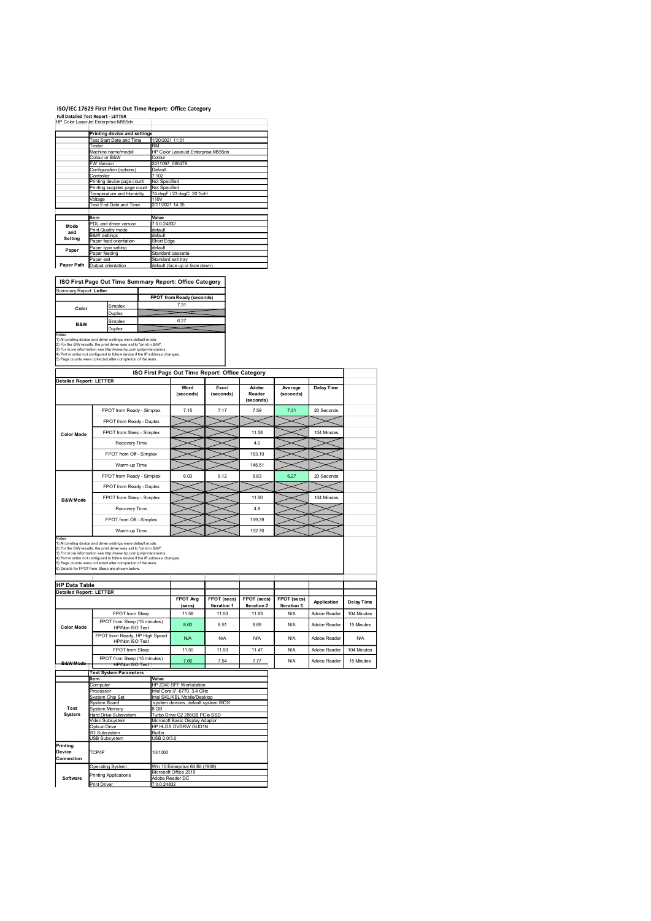# ISO/IEC 17629 First Print Out Time Report: Office Category

**Full Detailed Test Report - LETTER**

HP Color LaserJet Enterprise M555dn

| | Printing device and settings | |
|---|---|---|
| | Test Start Date and Time | 1/20/2021 11:01 |
| | Tester | RM |
| | Machine name/model | HP Color LaserJet Enterprise M555dn |
| | Colour or B&W | Colour |
| | FW Version | 2411097_060479 |
| | Configuration (options) | Default |
| | Controller | 7.102 |
| | Printing device page count | Not Specified |
| | Printing supplies page count | Not Specified |
| | Temperature and Humidity | 74 degF / 23 degC 20 %rH |
| | Voltage | 110V |
| | Test End Date and Time | 2/11/2021 14:35 |

| | Item | Value |
|---|---|---|
| Mode and Setting | PDL and driver version | 7.0.0.24832 |
| | Print Quality mode | default |
| | B&W settings | default |
| | Paper feed orientation | Short Edge |
| Paper | Paper type setting | default |
| | Paper feeding | Standard cassette |
| | Paper exit | Standard exit tray |
| Paper Path | Output orientation | default (face up or face down) |

## ISO First Page Out Time Summary Report: Office Category

Summary Report: **Letter**

| | | FPOT from Ready (seconds) |
|---|---|---|
| Color | Simplex | 7.31 |
| | Duplex | |
| B&W | Simplex | 6.27 |
| | Duplex | |

Notes
1) All printing device and driver settings were default mode.
2) For the B/W results, the print driver was set to "print in B/W".
3) For more information see http://www.hp.com/go/printerclaims.
4) Port monitor not configured to follow device if the IP address changes.
5) Page counts were collected after completion of the tests.

## ISO First Page Out Time Report: Office Category

**Detailed Report: LETTER**

| | | Word (seconds) | Excel (seconds) | Adobe Reader (seconds) | Average (seconds) | Delay Time |
|---|---|---|---|---|---|---|
| Color Mode | FPOT from Ready - Simplex | 7.15 | 7.17 | 7.59 | 7.31 | 20 Seconds |
| | FPOT from Ready - Duplex | | | | | |
| | FPOT from Sleep - Simplex | | | 11.58 | | 104 Minutes |
| | Recovery Time | | | 4.0 | | |
| | FPOT from Off - Simplex | | | 153.10 | | |
| | Warm-up Time | | | 145.51 | | |
| B&W Mode | FPOT from Ready - Simplex | 6.03 | 6.12 | 6.63 | 6.27 | 20 Seconds |
| | FPOT from Ready - Duplex | | | | | |
| | FPOT from Sleep - Simplex | | | 11.50 | | 104 Minutes |
| | Recovery Time | | | 4.9 | | |
| | FPOT from Off - Simplex | | | 159.39 | | |
| | Warm-up Time | | | 152.76 | | |

Notes
1) All printing device and driver settings were default mode.
2) For the B/W results, the print driver was set to "print in B/W".
3) For more information see http://www.hp.com/go/printerclaims.
4) Port monitor not configured to follow device if the IP address changes.
5) Page counts were collected after completion of the tests.
6) Details for FPOT from Sleep are shown below.

## HP Data Table

**Detailed Report: LETTER**

| | | FPOT Avg (secs) | FPOT (secs) Iteration 1 | FPOT (secs) Iteration 2 | FPOT (secs) Iteration 3 | Application | Delay Time |
|---|---|---|---|---|---|---|---|
| Color Mode | FPOT from Sleep | 11.58 | 11.53 | 11.63 | N/A | Adobe Reader | 104 Minutes |
| | FPOT from Sleep (15 minutes) HP/Non ISO Test | 8.60 | 8.51 | 8.69 | N/A | Adobe Reader | 15 Minutes |
| | FPOT from Ready, HP High Speed HP/Non ISO Test | N/A | N/A | N/A | N/A | Adobe Reader | N/A |
| B&W Mode | FPOT from Sleep | 11.50 | 11.53 | 11.47 | N/A | Adobe Reader | 104 Minutes |
| | FPOT from Sleep (15 minutes) HP/Non ISO Test | 7.66 | 7.54 | 7.77 | N/A | Adobe Reader | 15 Minutes |

| | Test System Parameters | |
|---|---|---|
| | Item | Value |
| Test System | Computer | HP Z240 SFF Workstation |
| | Processor | Intel Core i7 -6770, 3.4 GHz |
| | System Chip Set | Intel SKL/KBL Mobile/Desktop |
| | System Board | system devices, default system BIOS |
| | System Memory | 8 GB |
| | Hard Drive Subsystem | Turbo Drive G2 256GB PCIe SSD |
| | Video Subsystem | Microsoft Basic Display Adaptor |
| | Optical Drive | HP HLDS DVDRW GUD1N |
| | I/O Subsystem | Builtin |
| | USB Subsystem | USB 2.0/3.0 |
| Printing Device Connection | TCP/IP | 10/1000 |
| Software | Operating System | Win 10 Enterprise 64 Bit (1909) |
| | Printing Applications | Microsoft Office 2019 Adobe Reader DC |
| | Print Driver | 7.0.0.24832 |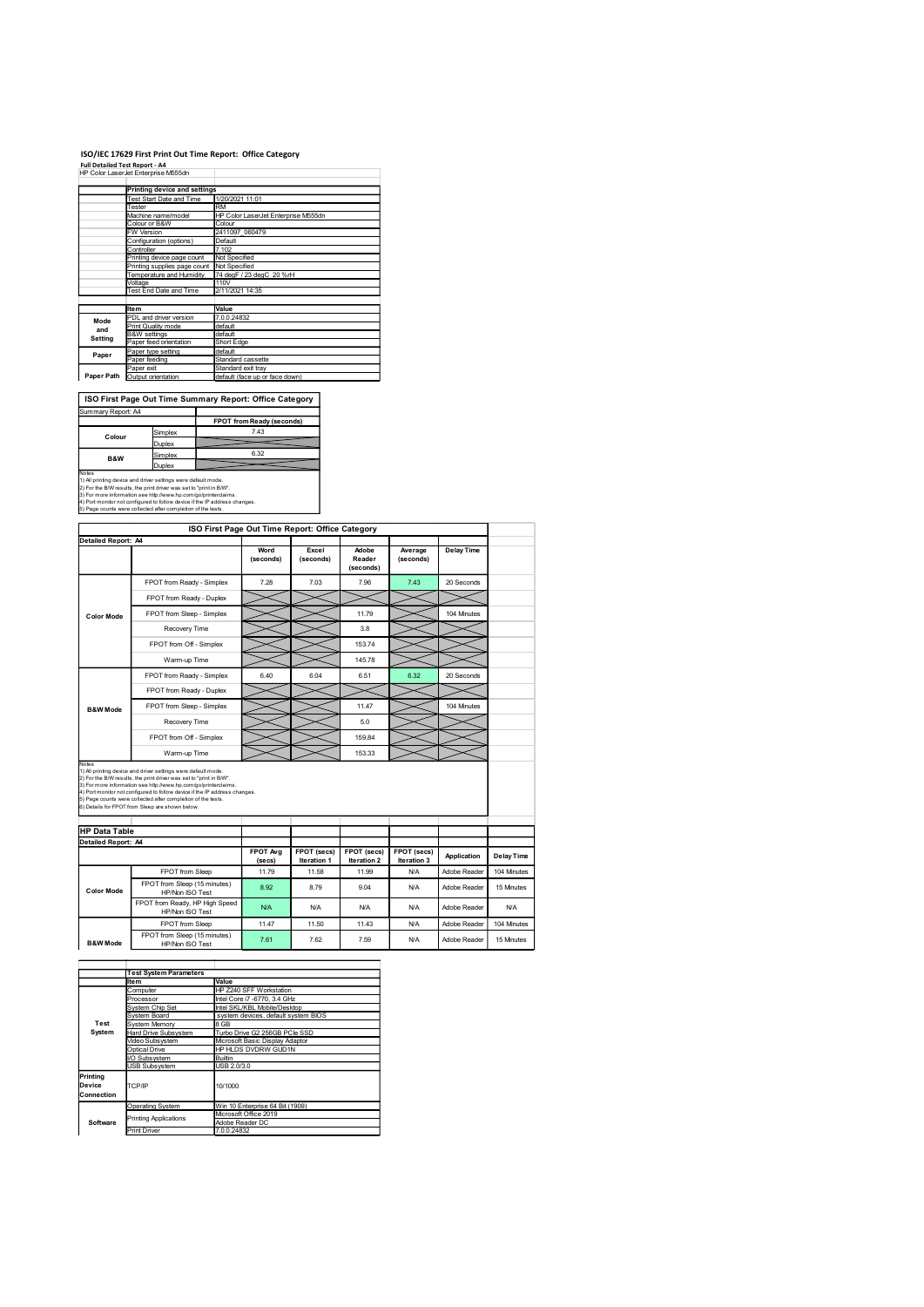# ISO/IEC 17629 First Print Out Time Report: Office Category

**Full Detailed Test Report ‐ A4**

HP Color LaserJet Enterprise M555dn

| | Printing device and settings | |
|---|---|---|
| | Test Start Date and Time | 1/20/2021 11:01 |
| | Tester | RM |
| | Machine name/model | HP Color LaserJet Enterprise M555dn |
| | Colour or B&W | Colour |
| | FW Version | 2411097_060479 |
| | Configuration (options) | Default |
| | Controller | 7.102 |
| | Printing device page count | Not Specified |
| | Printing supplies page count | Not Specified |
| | Temperature and Humidity | 74 degF / 23 degC 20 %rH |
| | Voltage | 110V |
| | Test End Date and Time | 2/11/2021 14:35 |
| | **Item** | **Value** |
| Mode and Setting | PDL and driver version | 7.0.0.24832 |
| | Print Quality mode | default |
| | B&W settings | default |
| | Paper feed orientation | Short Edge |
| Paper | Paper type setting | default |
| | Paper feeding | Standard cassette |
| | Paper exit | Standard exit tray |
| Paper Path | Output orientation | default (face up or face down) |

## ISO First Page Out Time Summary Report: Office Category

| Summary Report: A4 | | |
|---|---|---|
| | | **FPOT from Ready (seconds)** |
| Colour | Simplex | 7.43 |
| | Duplex | |
| B&W | Simplex | 6.32 |
| | Duplex | |

Notes
1) All printing device and driver settings were default mode.
2) For the B/W results, the print driver was set to "print in B/W".
3) For more information see http://www.hp.com/go/printerclaims.
4) Port monitor not configured to follow device if the IP address changes.
5) Page counts were collected after completion of the tests.

## ISO First Page Out Time Report: Office Category

| Detailed Report: A4 | | Word (seconds) | Excel (seconds) | Adobe Reader (seconds) | Average (seconds) | Delay Time |
|---|---|---|---|---|---|---|
| Color Mode | FPOT from Ready - Simplex | 7.28 | 7.03 | 7.96 | 7.43 | 20 Seconds |
| | FPOT from Ready - Duplex | | | | | |
| | FPOT from Sleep - Simplex | | | 11.79 | | 104 Minutes |
| | Recovery Time | | | 3.8 | | |
| | FPOT from Off - Simplex | | | 153.74 | | |
| | Warm-up Time | | | 145.78 | | |
| B&W Mode | FPOT from Ready - Simplex | 6.40 | 6.04 | 6.51 | 6.32 | 20 Seconds |
| | FPOT from Ready - Duplex | | | | | |
| | FPOT from Sleep - Simplex | | | 11.47 | | 104 Minutes |
| | Recovery Time | | | 5.0 | | |
| | FPOT from Off - Simplex | | | 159.84 | | |
| | Warm-up Time | | | 153.33 | | |

Notes
1) All printing device and driver settings were default mode.
2) For the B/W results, the print driver was set to "print in B/W".
3) For more information see http://www.hp.com/go/printerclaims.
4) Port monitor not configured to follow device if the IP address changes.
5) Page counts were collected after completion of the tests.
6) Details for FPOT from Sleep are shown below.

## HP Data Table

| Detailed Report: A4 | | FPOT Avg (secs) | FPOT (secs) Iteration 1 | FPOT (secs) Iteration 2 | FPOT (secs) Iteration 3 | Application | Delay Time |
|---|---|---|---|---|---|---|---|
| Color Mode | FPOT from Sleep | 11.79 | 11.58 | 11.99 | N/A | Adobe Reader | 104 Minutes |
| | FPOT from Sleep (15 minutes) HP/Non ISO Test | 8.92 | 8.79 | 9.04 | N/A | Adobe Reader | 15 Minutes |
| | FPOT from Ready, HP High Speed HP/Non ISO Test | N/A | N/A | N/A | N/A | Adobe Reader | N/A |
| B&W Mode | FPOT from Sleep | 11.47 | 11.50 | 11.43 | N/A | Adobe Reader | 104 Minutes |
| | FPOT from Sleep (15 minutes) HP/Non ISO Test | 7.61 | 7.62 | 7.59 | N/A | Adobe Reader | 15 Minutes |

| | Test System Parameters | |
|---|---|---|
| | **Item** | **Value** |
| Test System | Computer | HP Z240 SFF Workstation |
| | Processor | Intel Core i7 -6770, 3.4 GHz |
| | System Chip Set | Intel SKL/KBL Mobile/Desktop |
| | System Board | system devices, default system BIOS |
| | System Memory | 8 GB |
| | Hard Drive Subsystem | Turbo Drive G2 256GB PCIe SSD |
| | Video Subsystem | Microsoft Basic Display Adaptor |
| | Optical Drive | HP HLDS DVDRW GUD1N |
| | I/O Subsystem | Builtin |
| | USB Subsystem | USB 2.0/3.0 |
| Printing Device Connection | TCP/IP | 10/1000 |
| Software | Operating System | Win 10 Enterprise 64 Bit (1909) |
| | Printing Applications | Microsoft Office 2019<br>Adobe Reader DC |
| | Print Driver | 7.0.0.24832 |